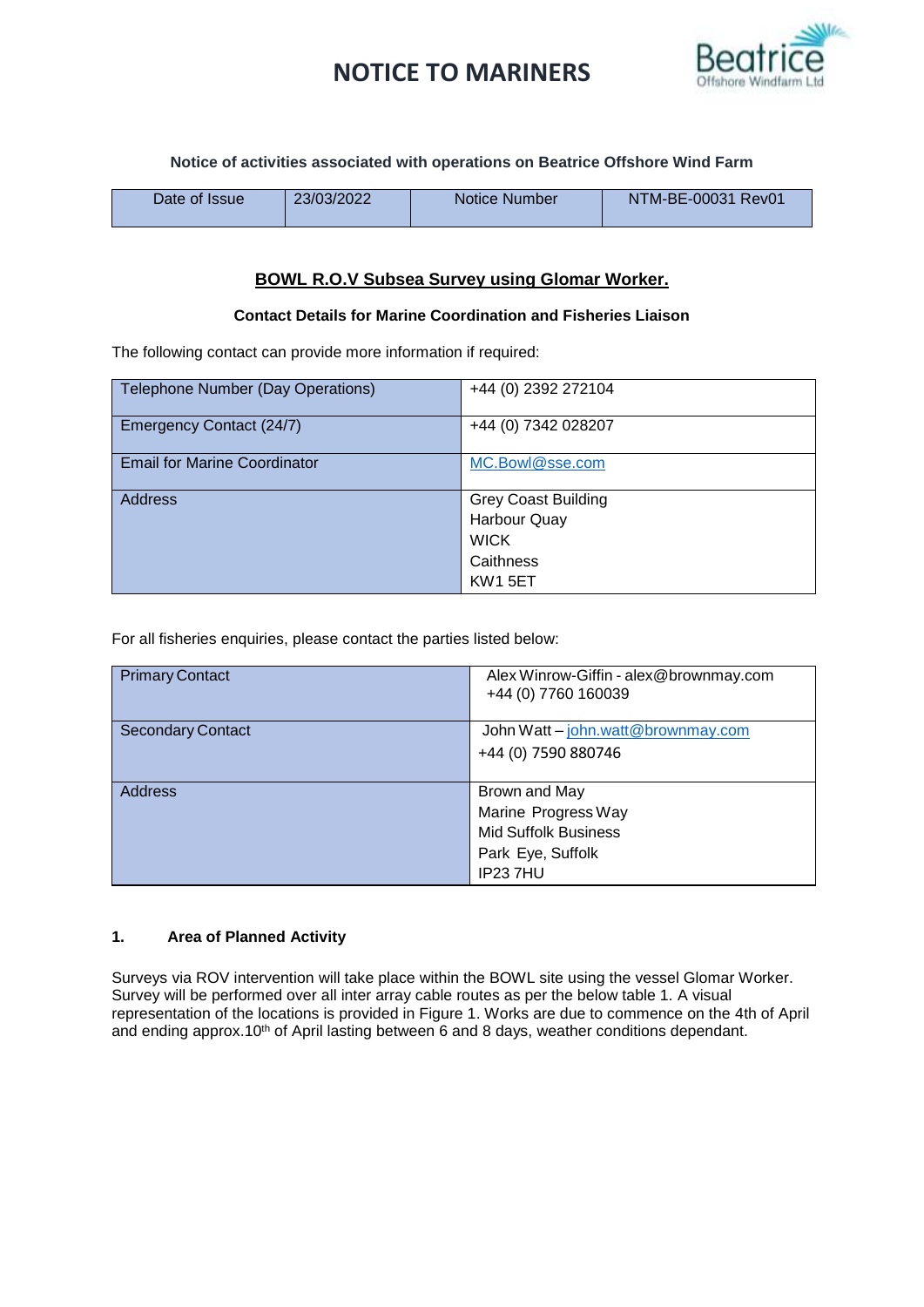# NOTICE TO MARINERS

**Notice of activities associated with operations on Beatrice Offshore Wind Farm**

| Date of Issue | 23/03/2022 | Notice Number | NTM-BE-00031 Rev01 |
|---|---|---|---|

## BOWL R.O.V Subsea Survey using Glomar Worker.

**Contact Details for Marine Coordination and Fisheries Liaison**

The following contact can provide more information if required:

| Telephone Number (Day Operations) | +44 (0) 2392 272104 |
|---|---|
| Emergency Contact (24/7) | +44 (0) 7342 028207 |
| Email for Marine Coordinator | MC.Bowl@sse.com |
| Address | Grey Coast Building<br>Harbour Quay<br>WICK<br>Caithness<br>KW1 5ET |

For all fisheries enquiries, please contact the parties listed below:

| Primary Contact | Alex Winrow-Giffin - alex@brownmay.com<br>+44 (0) 7760 160039 |
|---|---|
| Secondary Contact | John Watt – john.watt@brownmay.com<br>+44 (0) 7590 880746 |
| Address | Brown and May<br>Marine Progress Way<br>Mid Suffolk Business<br>Park Eye, Suffolk<br>IP23 7HU |

### 1. Area of Planned Activity

Surveys via ROV intervention will take place within the BOWL site using the vessel Glomar Worker. Survey will be performed over all inter array cable routes as per the below table 1. A visual representation of the locations is provided in Figure 1. Works are due to commence on the 4th of April and ending approx.10th of April lasting between 6 and 8 days, weather conditions dependant.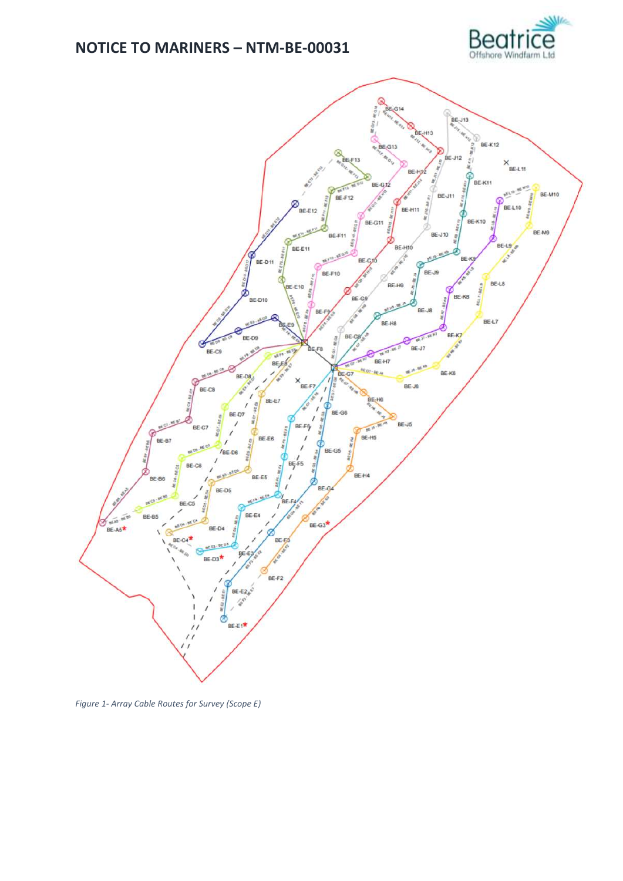# NOTICE TO MARINERS – NTM-BE-00031

*Figure 1- Array Cable Routes for Survey (Scope E)*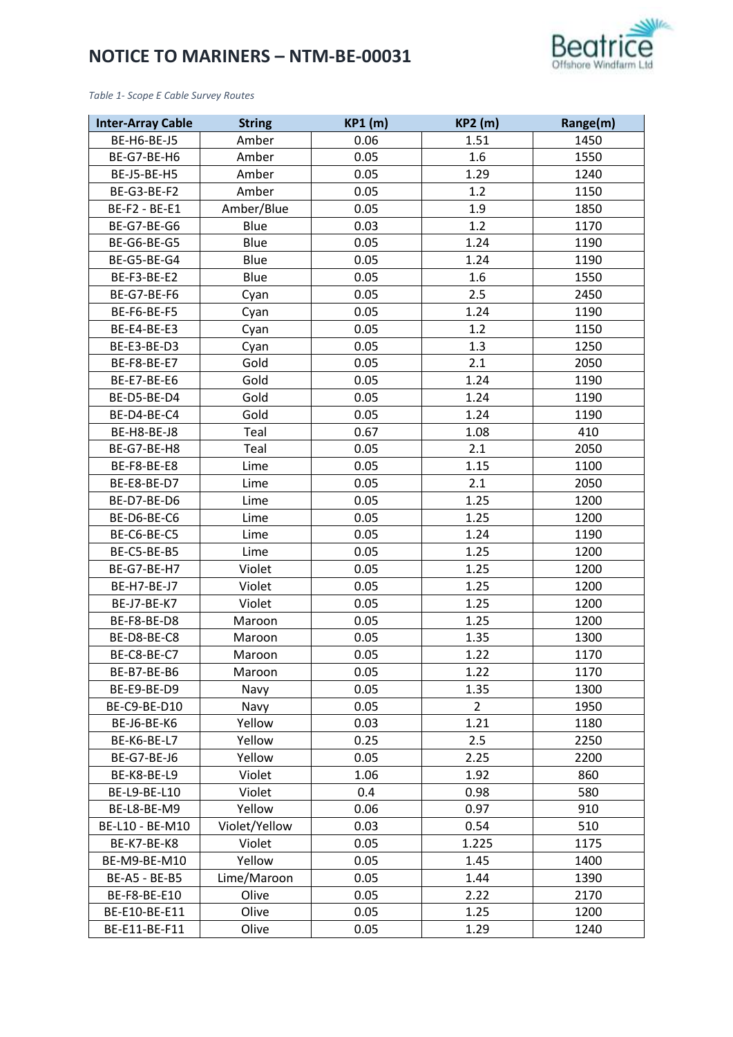# NOTICE TO MARINERS – NTM-BE-00031

*Table 1- Scope E Cable Survey Routes*

| Inter-Array Cable | String | KP1 (m) | KP2 (m) | Range(m) |
|---|---|---|---|---|
| BE-H6-BE-J5 | Amber | 0.06 | 1.51 | 1450 |
| BE-G7-BE-H6 | Amber | 0.05 | 1.6 | 1550 |
| BE-J5-BE-H5 | Amber | 0.05 | 1.29 | 1240 |
| BE-G3-BE-F2 | Amber | 0.05 | 1.2 | 1150 |
| BE-F2 - BE-E1 | Amber/Blue | 0.05 | 1.9 | 1850 |
| BE-G7-BE-G6 | Blue | 0.03 | 1.2 | 1170 |
| BE-G6-BE-G5 | Blue | 0.05 | 1.24 | 1190 |
| BE-G5-BE-G4 | Blue | 0.05 | 1.24 | 1190 |
| BE-F3-BE-E2 | Blue | 0.05 | 1.6 | 1550 |
| BE-G7-BE-F6 | Cyan | 0.05 | 2.5 | 2450 |
| BE-F6-BE-F5 | Cyan | 0.05 | 1.24 | 1190 |
| BE-E4-BE-E3 | Cyan | 0.05 | 1.2 | 1150 |
| BE-E3-BE-D3 | Cyan | 0.05 | 1.3 | 1250 |
| BE-F8-BE-E7 | Gold | 0.05 | 2.1 | 2050 |
| BE-E7-BE-E6 | Gold | 0.05 | 1.24 | 1190 |
| BE-D5-BE-D4 | Gold | 0.05 | 1.24 | 1190 |
| BE-D4-BE-C4 | Gold | 0.05 | 1.24 | 1190 |
| BE-H8-BE-J8 | Teal | 0.67 | 1.08 | 410 |
| BE-G7-BE-H8 | Teal | 0.05 | 2.1 | 2050 |
| BE-F8-BE-E8 | Lime | 0.05 | 1.15 | 1100 |
| BE-E8-BE-D7 | Lime | 0.05 | 2.1 | 2050 |
| BE-D7-BE-D6 | Lime | 0.05 | 1.25 | 1200 |
| BE-D6-BE-C6 | Lime | 0.05 | 1.25 | 1200 |
| BE-C6-BE-C5 | Lime | 0.05 | 1.24 | 1190 |
| BE-C5-BE-B5 | Lime | 0.05 | 1.25 | 1200 |
| BE-G7-BE-H7 | Violet | 0.05 | 1.25 | 1200 |
| BE-H7-BE-J7 | Violet | 0.05 | 1.25 | 1200 |
| BE-J7-BE-K7 | Violet | 0.05 | 1.25 | 1200 |
| BE-F8-BE-D8 | Maroon | 0.05 | 1.25 | 1200 |
| BE-D8-BE-C8 | Maroon | 0.05 | 1.35 | 1300 |
| BE-C8-BE-C7 | Maroon | 0.05 | 1.22 | 1170 |
| BE-B7-BE-B6 | Maroon | 0.05 | 1.22 | 1170 |
| BE-E9-BE-D9 | Navy | 0.05 | 1.35 | 1300 |
| BE-C9-BE-D10 | Navy | 0.05 | 2 | 1950 |
| BE-J6-BE-K6 | Yellow | 0.03 | 1.21 | 1180 |
| BE-K6-BE-L7 | Yellow | 0.25 | 2.5 | 2250 |
| BE-G7-BE-J6 | Yellow | 0.05 | 2.25 | 2200 |
| BE-K8-BE-L9 | Violet | 1.06 | 1.92 | 860 |
| BE-L9-BE-L10 | Violet | 0.4 | 0.98 | 580 |
| BE-L8-BE-M9 | Yellow | 0.06 | 0.97 | 910 |
| BE-L10 - BE-M10 | Violet/Yellow | 0.03 | 0.54 | 510 |
| BE-K7-BE-K8 | Violet | 0.05 | 1.225 | 1175 |
| BE-M9-BE-M10 | Yellow | 0.05 | 1.45 | 1400 |
| BE-A5 - BE-B5 | Lime/Maroon | 0.05 | 1.44 | 1390 |
| BE-F8-BE-E10 | Olive | 0.05 | 2.22 | 2170 |
| BE-E10-BE-E11 | Olive | 0.05 | 1.25 | 1200 |
| BE-E11-BE-F11 | Olive | 0.05 | 1.29 | 1240 |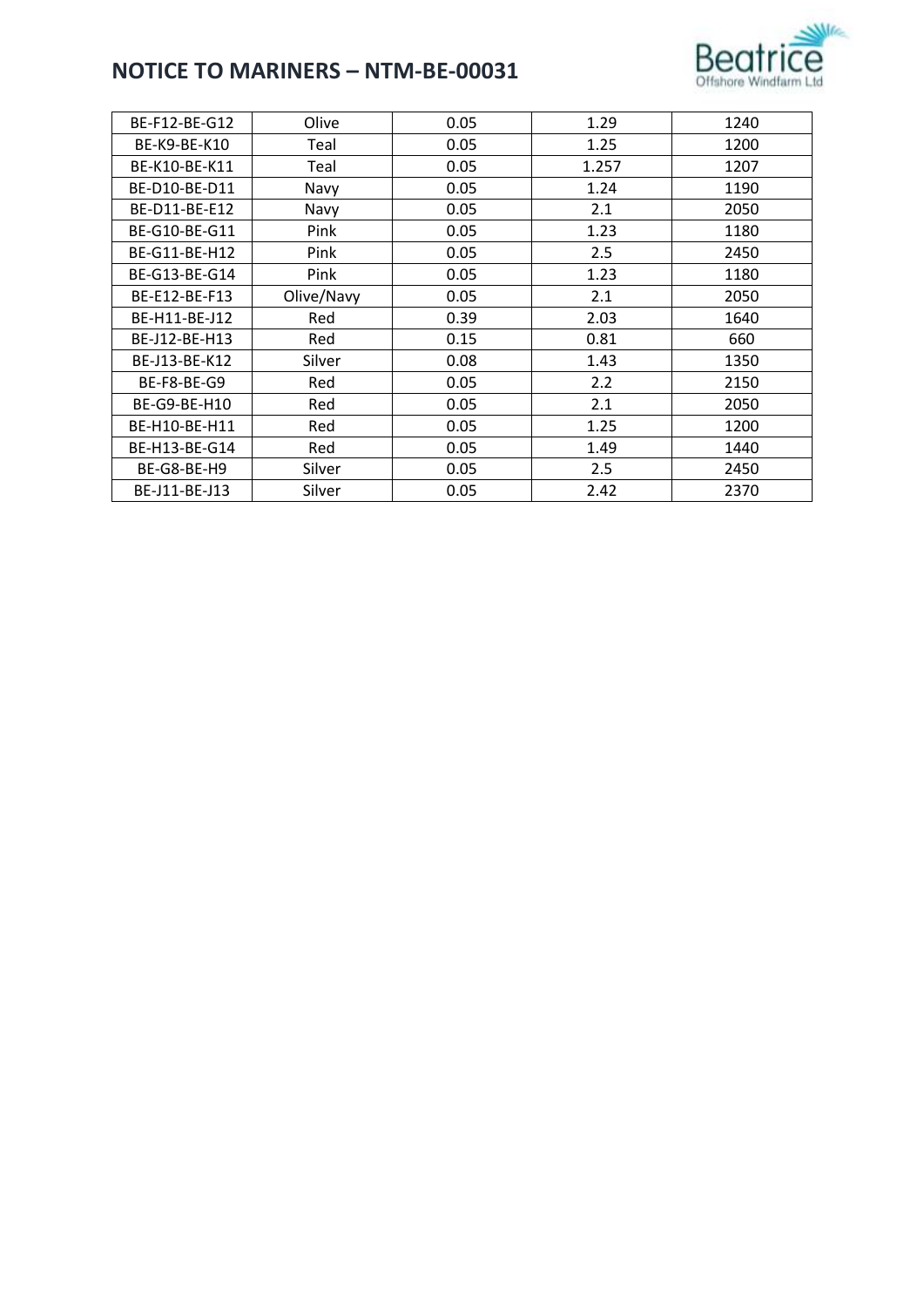| | | | | |
|---|---|---|---|---|
| BE-F12-BE-G12 | Olive | 0.05 | 1.29 | 1240 |
| BE-K9-BE-K10 | Teal | 0.05 | 1.25 | 1200 |
| BE-K10-BE-K11 | Teal | 0.05 | 1.257 | 1207 |
| BE-D10-BE-D11 | Navy | 0.05 | 1.24 | 1190 |
| BE-D11-BE-E12 | Navy | 0.05 | 2.1 | 2050 |
| BE-G10-BE-G11 | Pink | 0.05 | 1.23 | 1180 |
| BE-G11-BE-H12 | Pink | 0.05 | 2.5 | 2450 |
| BE-G13-BE-G14 | Pink | 0.05 | 1.23 | 1180 |
| BE-E12-BE-F13 | Olive/Navy | 0.05 | 2.1 | 2050 |
| BE-H11-BE-J12 | Red | 0.39 | 2.03 | 1640 |
| BE-J12-BE-H13 | Red | 0.15 | 0.81 | 660 |
| BE-J13-BE-K12 | Silver | 0.08 | 1.43 | 1350 |
| BE-F8-BE-G9 | Red | 0.05 | 2.2 | 2150 |
| BE-G9-BE-H10 | Red | 0.05 | 2.1 | 2050 |
| BE-H10-BE-H11 | Red | 0.05 | 1.25 | 1200 |
| BE-H13-BE-G14 | Red | 0.05 | 1.49 | 1440 |
| BE-G8-BE-H9 | Silver | 0.05 | 2.5 | 2450 |
| BE-J11-BE-J13 | Silver | 0.05 | 2.42 | 2370 |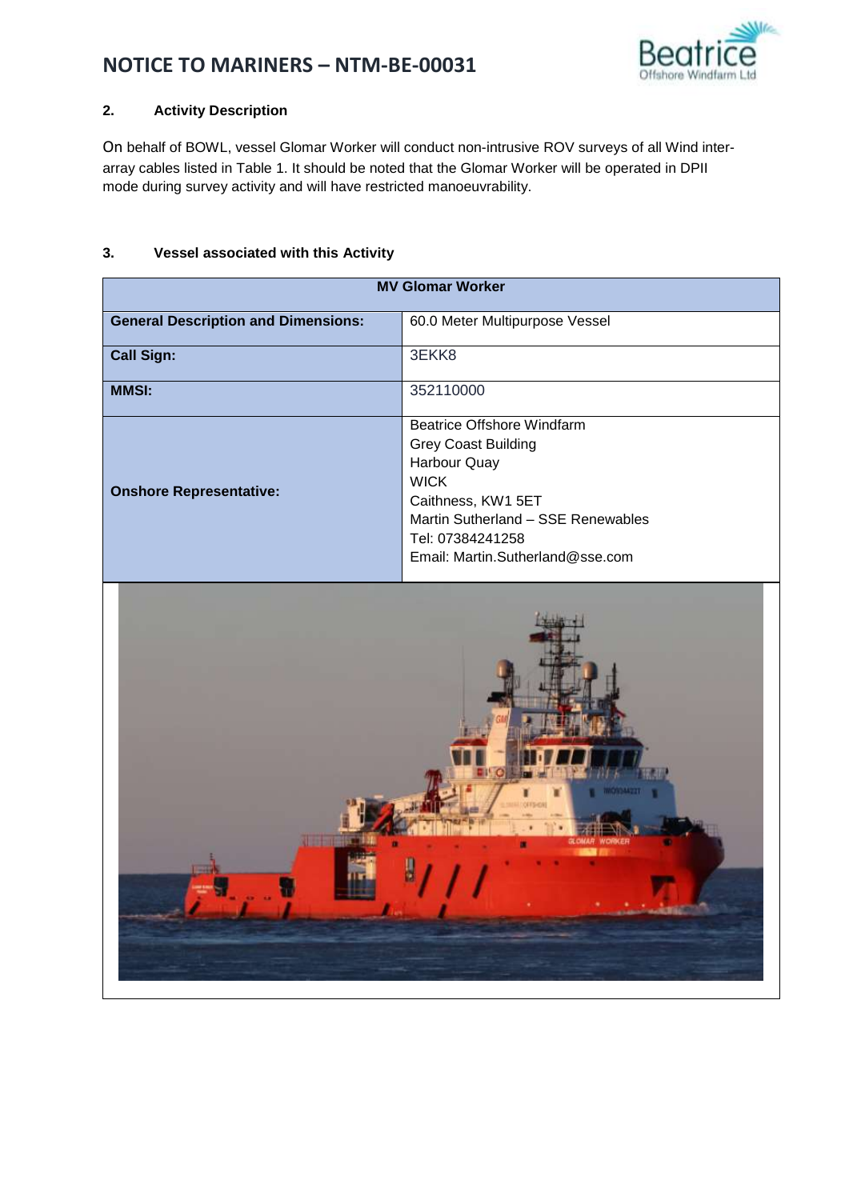## 2. Activity Description

On behalf of BOWL, vessel Glomar Worker will conduct non-intrusive ROV surveys of all Wind inter-array cables listed in Table 1. It should be noted that the Glomar Worker will be operated in DPII mode during survey activity and will have restricted manoeuvrability.

## 3. Vessel associated with this Activity

| MV Glomar Worker | |
|---|---|
| **General Description and Dimensions:** | 60.0 Meter Multipurpose Vessel |
| **Call Sign:** | 3EKK8 |
| **MMSI:** | 352110000 |
| **Onshore Representative:** | Beatrice Offshore Windfarm<br>Grey Coast Building<br>Harbour Quay<br>WICK<br>Caithness, KW1 5ET<br>Martin Sutherland – SSE Renewables<br>Tel: 07384241258<br>Email: Martin.Sutherland@sse.com |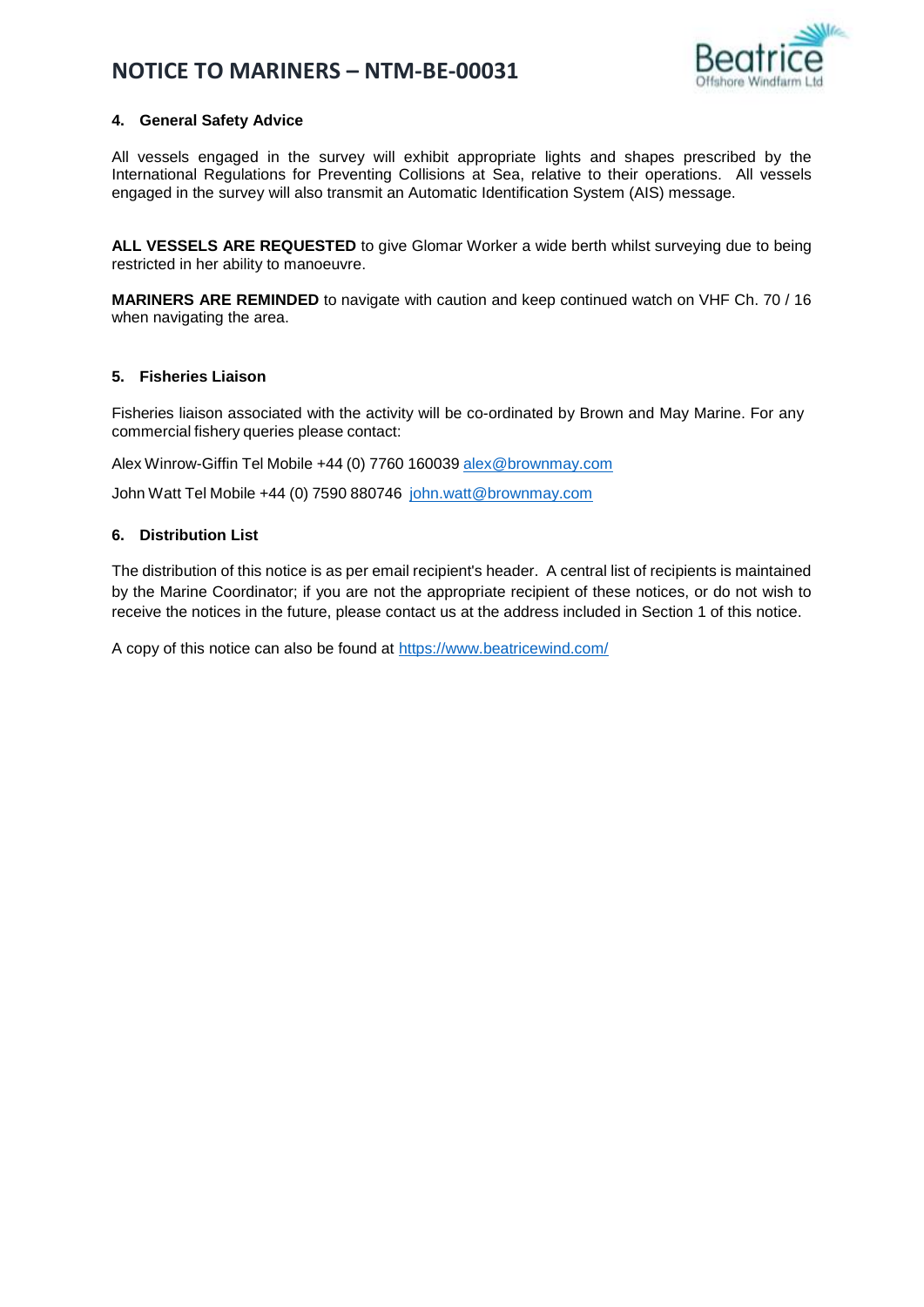## 4. General Safety Advice

All vessels engaged in the survey will exhibit appropriate lights and shapes prescribed by the International Regulations for Preventing Collisions at Sea, relative to their operations. All vessels engaged in the survey will also transmit an Automatic Identification System (AIS) message.

**ALL VESSELS ARE REQUESTED** to give Glomar Worker a wide berth whilst surveying due to being restricted in her ability to manoeuvre.

**MARINERS ARE REMINDED** to navigate with caution and keep continued watch on VHF Ch. 70 / 16 when navigating the area.

## 5. Fisheries Liaison

Fisheries liaison associated with the activity will be co-ordinated by Brown and May Marine. For any commercial fishery queries please contact:

Alex Winrow-Giffin Tel Mobile +44 (0) 7760 160039 alex@brownmay.com

John Watt Tel Mobile +44 (0) 7590 880746 john.watt@brownmay.com

## 6. Distribution List

The distribution of this notice is as per email recipient's header. A central list of recipients is maintained by the Marine Coordinator; if you are not the appropriate recipient of these notices, or do not wish to receive the notices in the future, please contact us at the address included in Section 1 of this notice.

A copy of this notice can also be found at https://www.beatricewind.com/